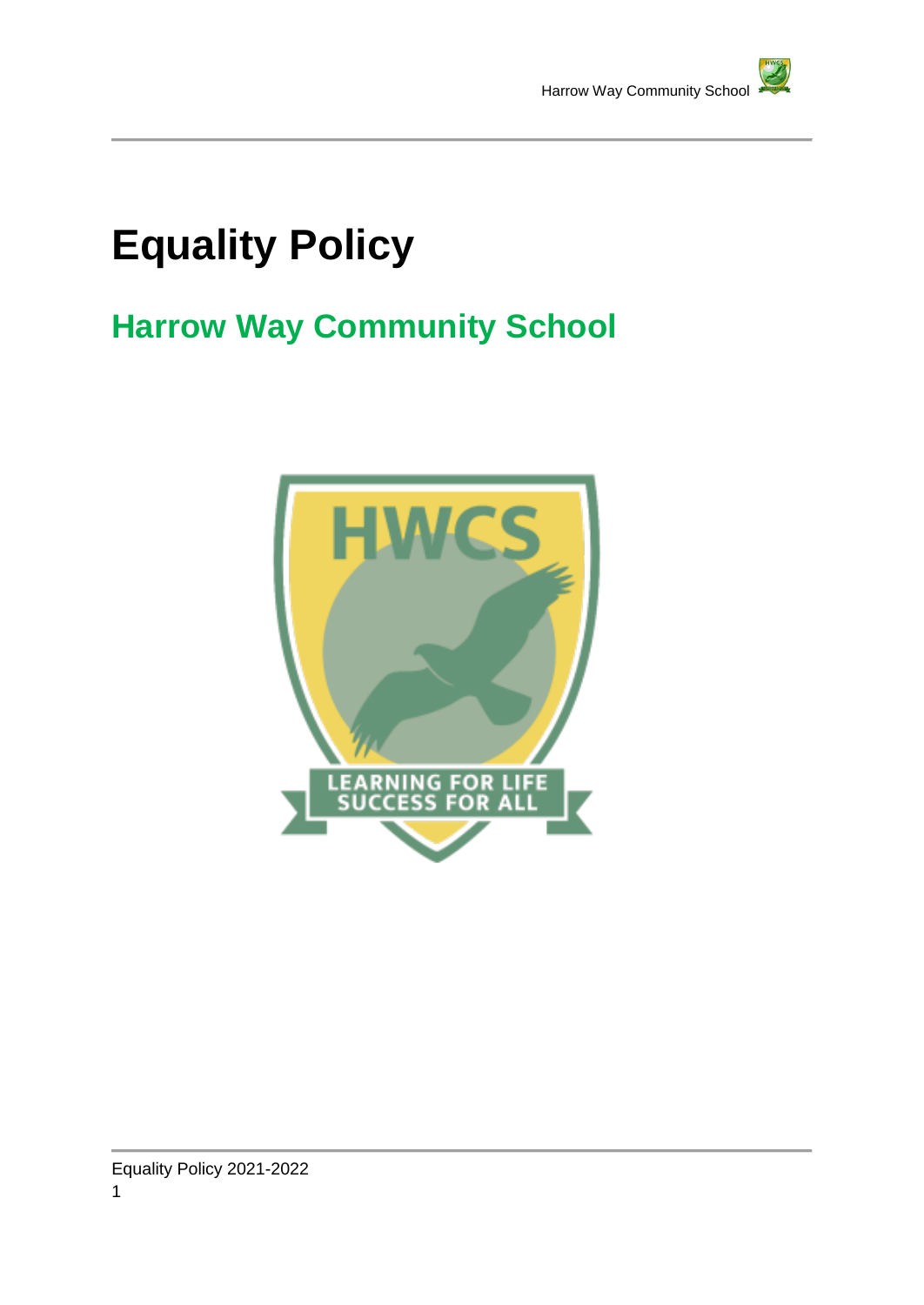# Equality Policy

## Harrow Way Community School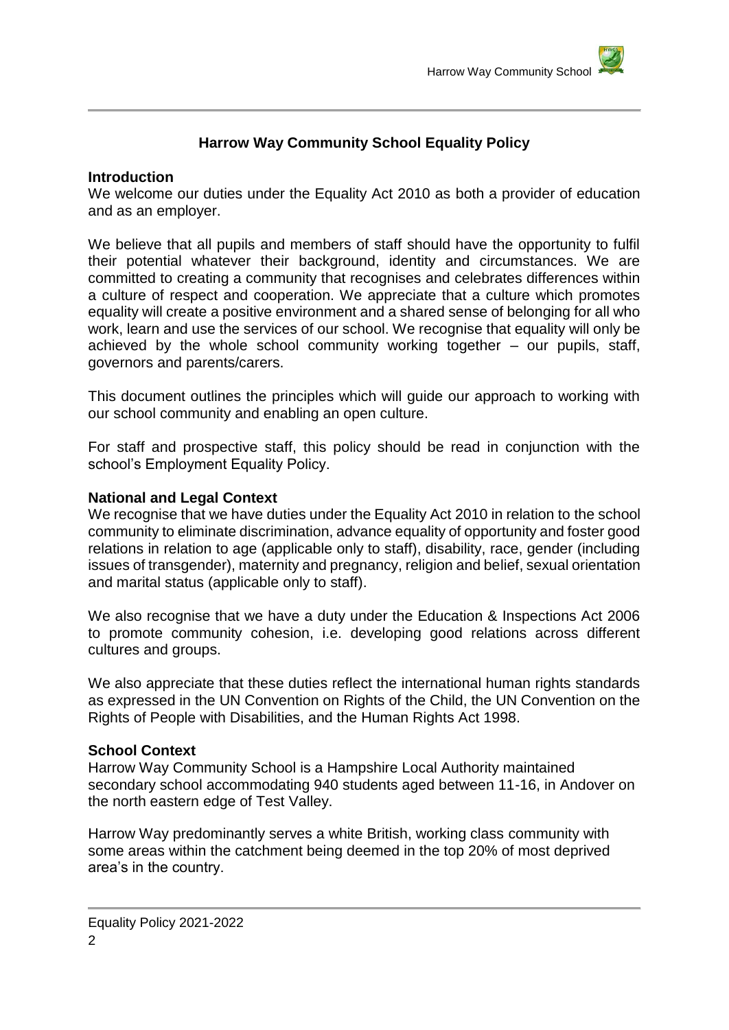## Harrow Way Community School Equality Policy

### Introduction

We welcome our duties under the Equality Act 2010 as both a provider of education and as an employer.

We believe that all pupils and members of staff should have the opportunity to fulfil their potential whatever their background, identity and circumstances. We are committed to creating a community that recognises and celebrates differences within a culture of respect and cooperation. We appreciate that a culture which promotes equality will create a positive environment and a shared sense of belonging for all who work, learn and use the services of our school. We recognise that equality will only be achieved by the whole school community working together – our pupils, staff, governors and parents/carers.

This document outlines the principles which will guide our approach to working with our school community and enabling an open culture.

For staff and prospective staff, this policy should be read in conjunction with the school's Employment Equality Policy.

### National and Legal Context

We recognise that we have duties under the Equality Act 2010 in relation to the school community to eliminate discrimination, advance equality of opportunity and foster good relations in relation to age (applicable only to staff), disability, race, gender (including issues of transgender), maternity and pregnancy, religion and belief, sexual orientation and marital status (applicable only to staff).

We also recognise that we have a duty under the Education & Inspections Act 2006 to promote community cohesion, i.e. developing good relations across different cultures and groups.

We also appreciate that these duties reflect the international human rights standards as expressed in the UN Convention on Rights of the Child, the UN Convention on the Rights of People with Disabilities, and the Human Rights Act 1998.

### School Context

Harrow Way Community School is a Hampshire Local Authority maintained secondary school accommodating 940 students aged between 11-16, in Andover on the north eastern edge of Test Valley.

Harrow Way predominantly serves a white British, working class community with some areas within the catchment being deemed in the top 20% of most deprived area's in the country.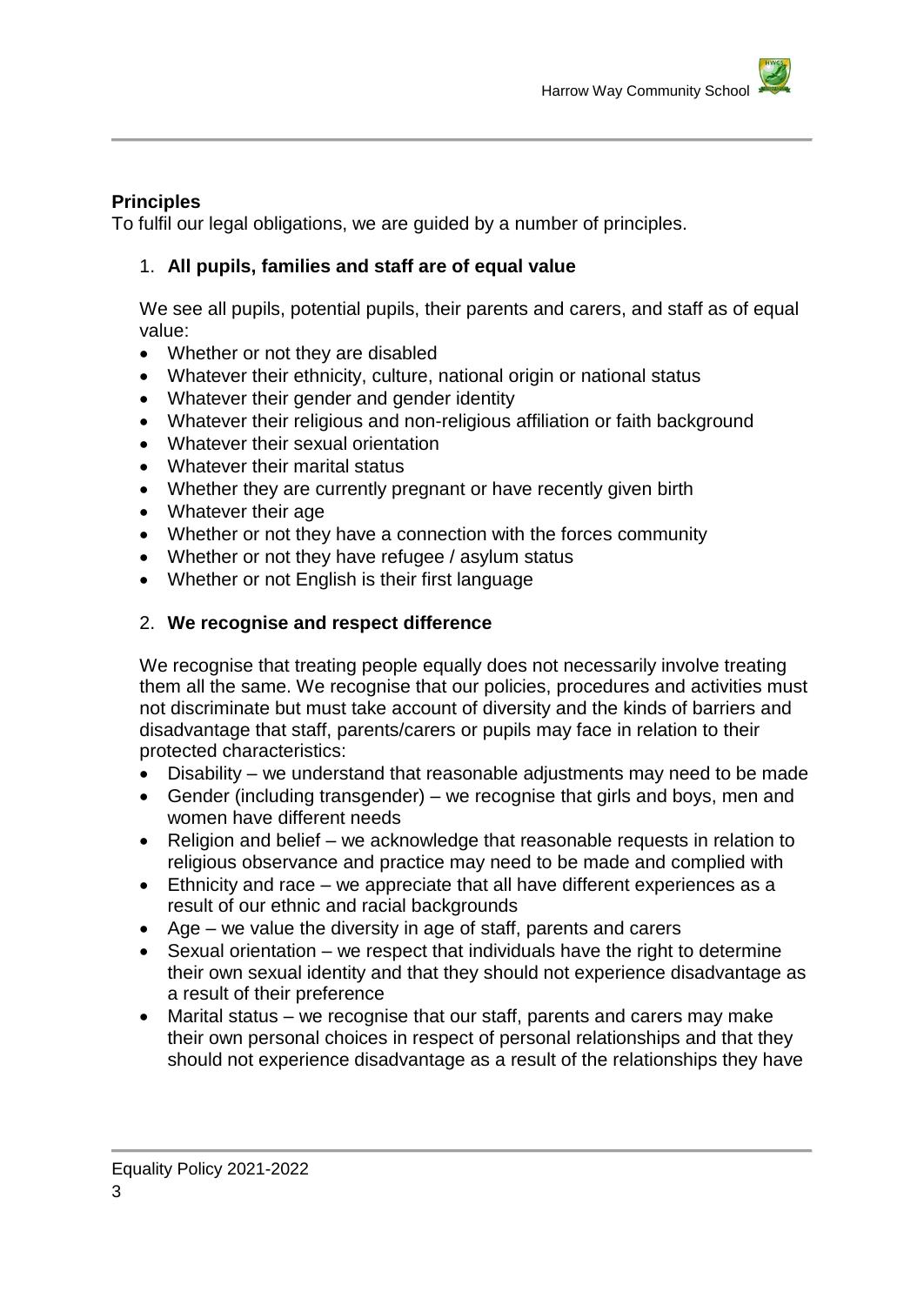## Principles

To fulfil our legal obligations, we are guided by a number of principles.

1. **All pupils, families and staff are of equal value**

   We see all pupils, potential pupils, their parents and carers, and staff as of equal value:

   - Whether or not they are disabled
   - Whatever their ethnicity, culture, national origin or national status
   - Whatever their gender and gender identity
   - Whatever their religious and non-religious affiliation or faith background
   - Whatever their sexual orientation
   - Whatever their marital status
   - Whether they are currently pregnant or have recently given birth
   - Whatever their age
   - Whether or not they have a connection with the forces community
   - Whether or not they have refugee / asylum status
   - Whether or not English is their first language

2. **We recognise and respect difference**

   We recognise that treating people equally does not necessarily involve treating them all the same. We recognise that our policies, procedures and activities must not discriminate but must take account of diversity and the kinds of barriers and disadvantage that staff, parents/carers or pupils may face in relation to their protected characteristics:

   - Disability – we understand that reasonable adjustments may need to be made
   - Gender (including transgender) – we recognise that girls and boys, men and women have different needs
   - Religion and belief – we acknowledge that reasonable requests in relation to religious observance and practice may need to be made and complied with
   - Ethnicity and race – we appreciate that all have different experiences as a result of our ethnic and racial backgrounds
   - Age – we value the diversity in age of staff, parents and carers
   - Sexual orientation – we respect that individuals have the right to determine their own sexual identity and that they should not experience disadvantage as a result of their preference
   - Marital status – we recognise that our staff, parents and carers may make their own personal choices in respect of personal relationships and that they should not experience disadvantage as a result of the relationships they have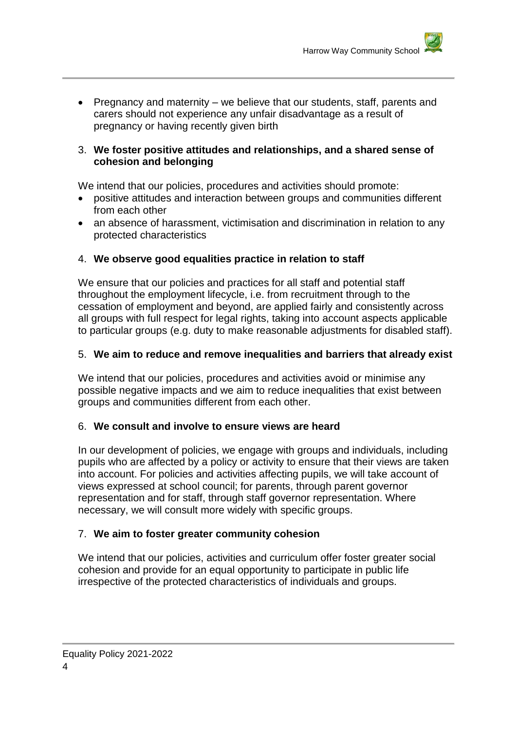- Pregnancy and maternity – we believe that our students, staff, parents and carers should not experience any unfair disadvantage as a result of pregnancy or having recently given birth

3. **We foster positive attitudes and relationships, and a shared sense of cohesion and belonging**

We intend that our policies, procedures and activities should promote:

- positive attitudes and interaction between groups and communities different from each other
- an absence of harassment, victimisation and discrimination in relation to any protected characteristics

4. **We observe good equalities practice in relation to staff**

We ensure that our policies and practices for all staff and potential staff throughout the employment lifecycle, i.e. from recruitment through to the cessation of employment and beyond, are applied fairly and consistently across all groups with full respect for legal rights, taking into account aspects applicable to particular groups (e.g. duty to make reasonable adjustments for disabled staff).

5. **We aim to reduce and remove inequalities and barriers that already exist**

We intend that our policies, procedures and activities avoid or minimise any possible negative impacts and we aim to reduce inequalities that exist between groups and communities different from each other.

6. **We consult and involve to ensure views are heard**

In our development of policies, we engage with groups and individuals, including pupils who are affected by a policy or activity to ensure that their views are taken into account. For policies and activities affecting pupils, we will take account of views expressed at school council; for parents, through parent governor representation and for staff, through staff governor representation. Where necessary, we will consult more widely with specific groups.

7. **We aim to foster greater community cohesion**

We intend that our policies, activities and curriculum offer foster greater social cohesion and provide for an equal opportunity to participate in public life irrespective of the protected characteristics of individuals and groups.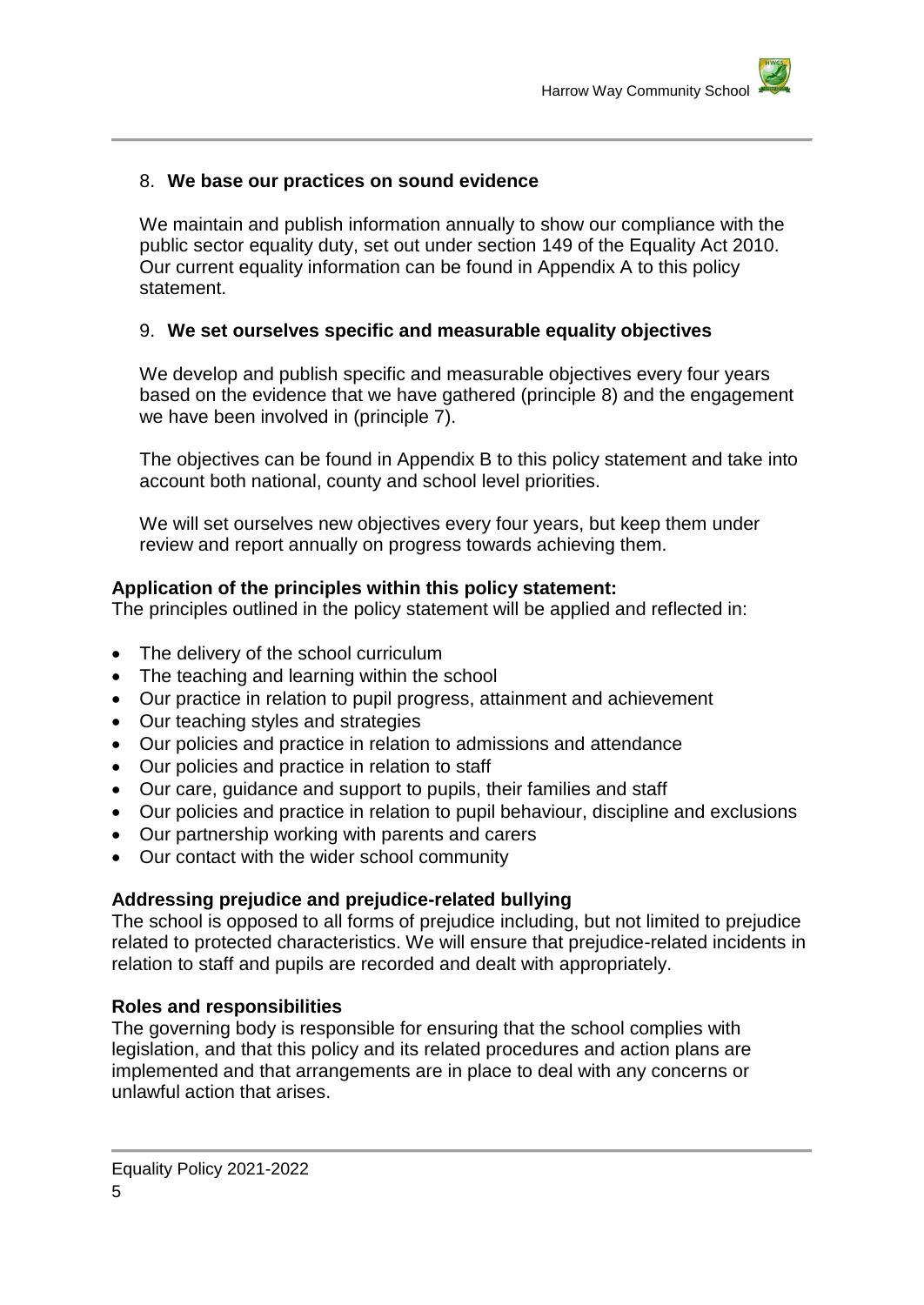8. **We base our practices on sound evidence**

   We maintain and publish information annually to show our compliance with the public sector equality duty, set out under section 149 of the Equality Act 2010. Our current equality information can be found in Appendix A to this policy statement.

9. **We set ourselves specific and measurable equality objectives**

   We develop and publish specific and measurable objectives every four years based on the evidence that we have gathered (principle 8) and the engagement we have been involved in (principle 7).

   The objectives can be found in Appendix B to this policy statement and take into account both national, county and school level priorities.

   We will set ourselves new objectives every four years, but keep them under review and report annually on progress towards achieving them.

**Application of the principles within this policy statement:**
The principles outlined in the policy statement will be applied and reflected in:

- The delivery of the school curriculum
- The teaching and learning within the school
- Our practice in relation to pupil progress, attainment and achievement
- Our teaching styles and strategies
- Our policies and practice in relation to admissions and attendance
- Our policies and practice in relation to staff
- Our care, guidance and support to pupils, their families and staff
- Our policies and practice in relation to pupil behaviour, discipline and exclusions
- Our partnership working with parents and carers
- Our contact with the wider school community

**Addressing prejudice and prejudice-related bullying**
The school is opposed to all forms of prejudice including, but not limited to prejudice related to protected characteristics. We will ensure that prejudice-related incidents in relation to staff and pupils are recorded and dealt with appropriately.

**Roles and responsibilities**
The governing body is responsible for ensuring that the school complies with legislation, and that this policy and its related procedures and action plans are implemented and that arrangements are in place to deal with any concerns or unlawful action that arises.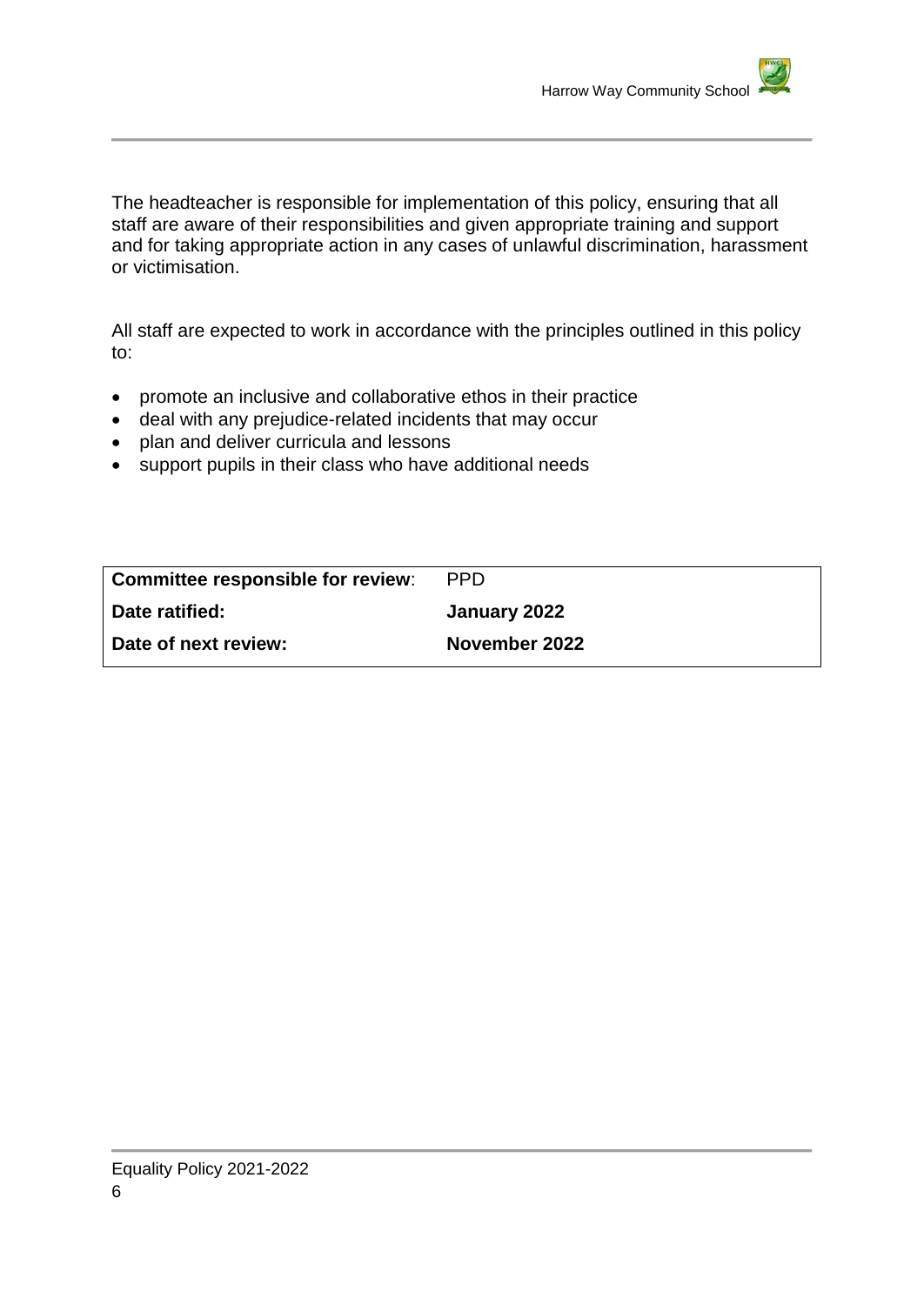The headteacher is responsible for implementation of this policy, ensuring that all staff are aware of their responsibilities and given appropriate training and support and for taking appropriate action in any cases of unlawful discrimination, harassment or victimisation.

All staff are expected to work in accordance with the principles outlined in this policy to:

- promote an inclusive and collaborative ethos in their practice
- deal with any prejudice-related incidents that may occur
- plan and deliver curricula and lessons
- support pupils in their class who have additional needs

| | |
|---|---|
| **Committee responsible for review**: | PPD |
| **Date ratified:** | **January 2022** |
| **Date of next review:** | **November 2022** |